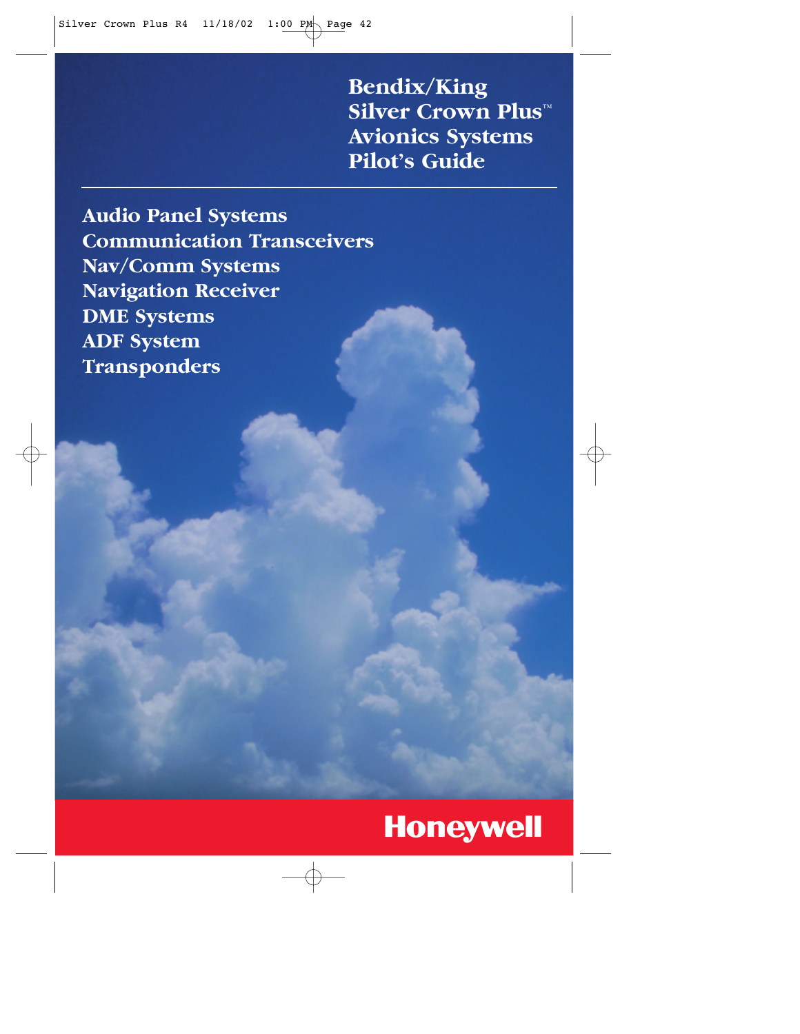# Bendix/King Silver Crown Plus™ Avionics Systems Pilot's Guide

## Audio Panel Systems
## Communication Transceivers
## Nav/Comm Systems
## Navigation Receiver
## DME Systems
## ADF System
## Transponders

Honeywell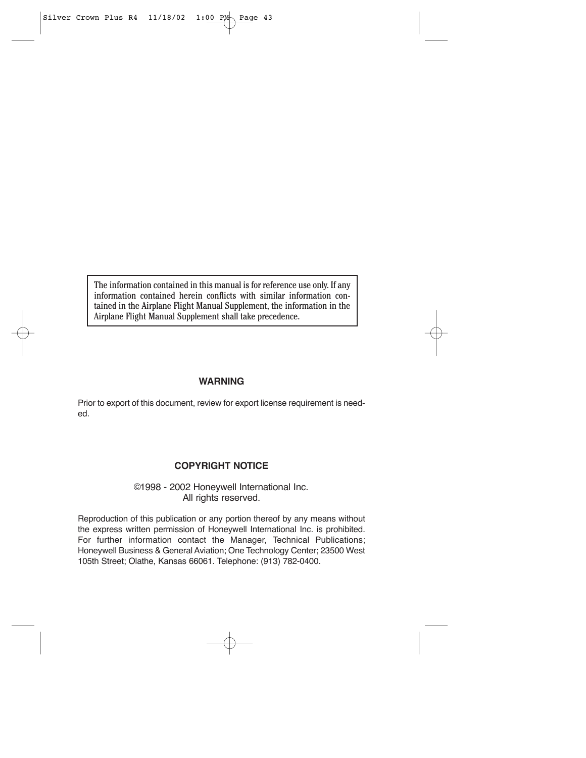The information contained in this manual is for reference use only. If any information contained herein conflicts with similar information contained in the Airplane Flight Manual Supplement, the information in the Airplane Flight Manual Supplement shall take precedence.

## WARNING

Prior to export of this document, review for export license requirement is needed.

## COPYRIGHT NOTICE

©1998 - 2002 Honeywell International Inc.
All rights reserved.

Reproduction of this publication or any portion thereof by any means without the express written permission of Honeywell International Inc. is prohibited. For further information contact the Manager, Technical Publications; Honeywell Business & General Aviation; One Technology Center; 23500 West 105th Street; Olathe, Kansas 66061. Telephone: (913) 782-0400.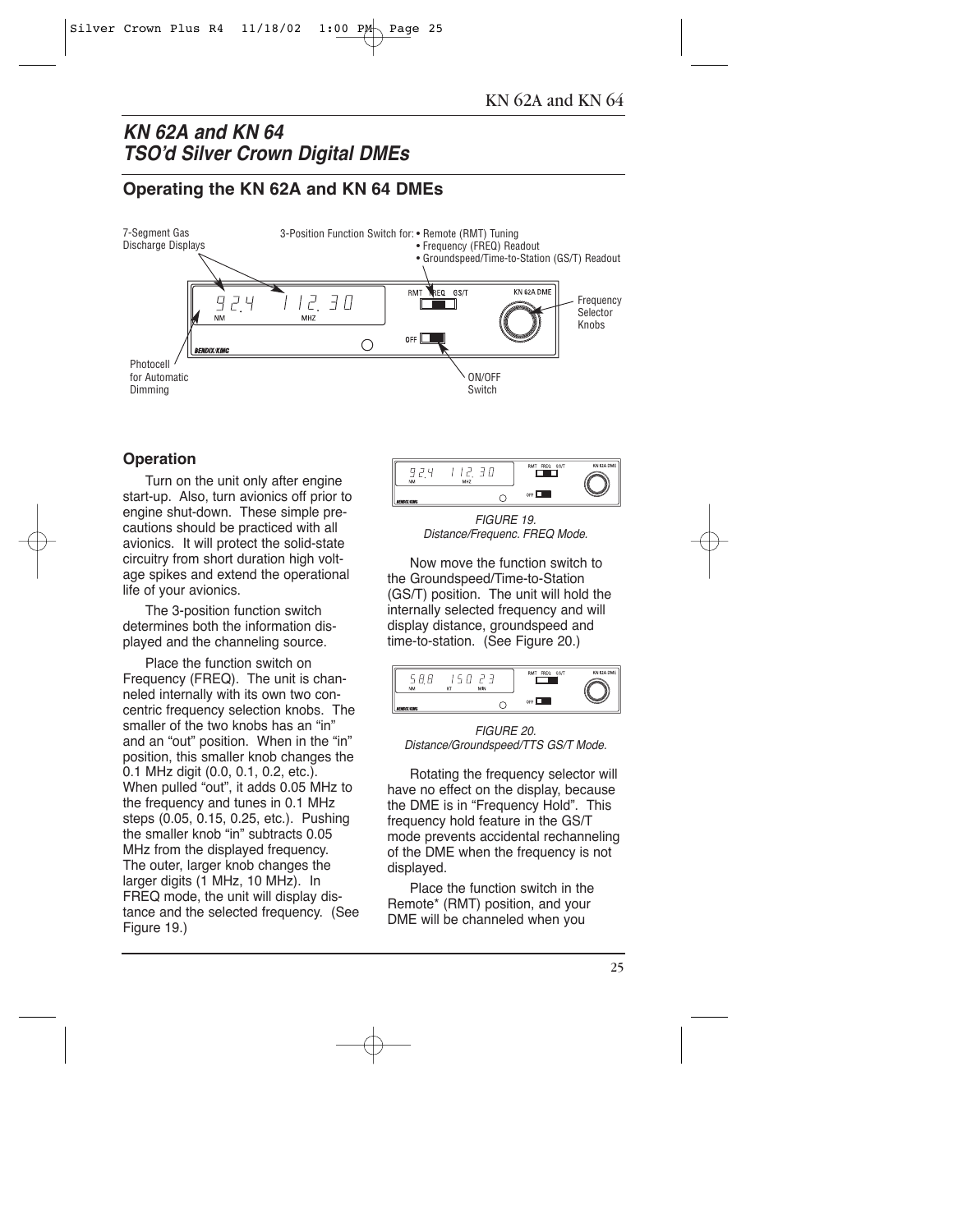# KN 62A and KN 64 TSO'd Silver Crown Digital DMEs

## Operating the KN 62A and KN 64 DMEs

7-Segment Gas Discharge Displays

3-Position Function Switch for:
- Remote (RMT) Tuning
- Frequency (FREQ) Readout
- Groundspeed/Time-to-Station (GS/T) Readout

Frequency Selector Knobs

Photocell for Automatic Dimming

ON/OFF Switch

### Operation

Turn on the unit only after engine start-up. Also, turn avionics off prior to engine shut-down. These simple precautions should be practiced with all avionics. It will protect the solid-state circuitry from short duration high voltage spikes and extend the operational life of your avionics.

The 3-position function switch determines both the information displayed and the channeling source.

Place the function switch on Frequency (FREQ). The unit is channeled internally with its own two concentric frequency selection knobs. The smaller of the two knobs has an "in" and an "out" position. When in the "in" position, this smaller knob changes the 0.1 MHz digit (0.0, 0.1, 0.2, etc.). When pulled "out", it adds 0.05 MHz to the frequency and tunes in 0.1 MHz steps (0.05, 0.15, 0.25, etc.). Pushing the smaller knob "in" subtracts 0.05 MHz from the displayed frequency. The outer, larger knob changes the larger digits (1 MHz, 10 MHz). In FREQ mode, the unit will display distance and the selected frequency. (See Figure 19.)

*FIGURE 19. Distance/Frequenc. FREQ Mode.*

Now move the function switch to the Groundspeed/Time-to-Station (GS/T) position. The unit will hold the internally selected frequency and will display distance, groundspeed and time-to-station. (See Figure 20.)

*FIGURE 20. Distance/Groundspeed/TTS GS/T Mode.*

Rotating the frequency selector will have no effect on the display, because the DME is in "Frequency Hold". This frequency hold feature in the GS/T mode prevents accidental rechanneling of the DME when the frequency is not displayed.

Place the function switch in the Remote* (RMT) position, and your DME will be channeled when you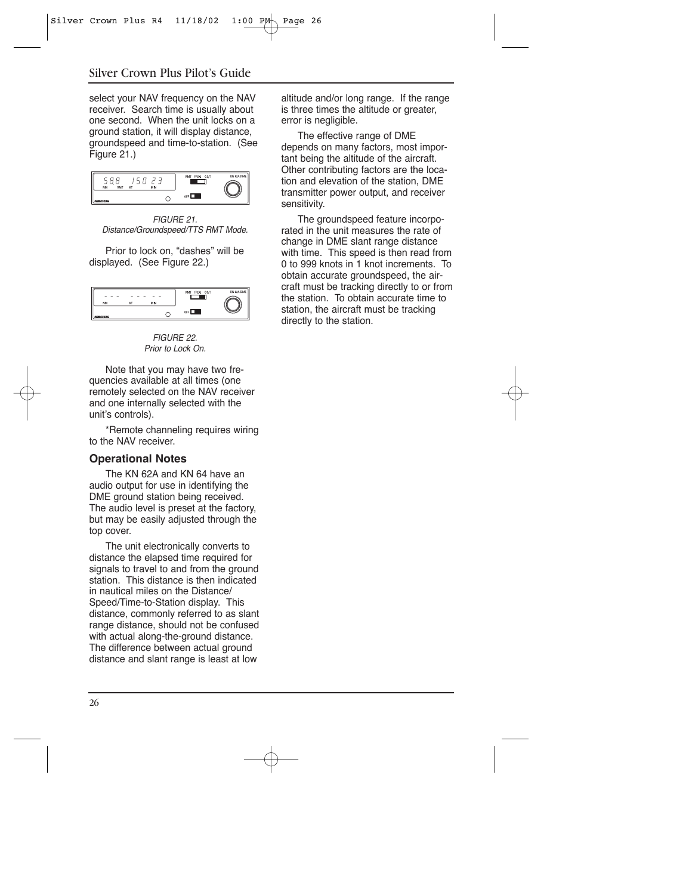select your NAV frequency on the NAV receiver. Search time is usually about one second. When the unit locks on a ground station, it will display distance, groundspeed and time-to-station. (See Figure 21.)

*FIGURE 21. Distance/Groundspeed/TTS RMT Mode.*

Prior to lock on, “dashes” will be displayed. (See Figure 22.)

*FIGURE 22. Prior to Lock On.*

Note that you may have two frequencies available at all times (one remotely selected on the NAV receiver and one internally selected with the unit’s controls).

*Remote channeling requires wiring to the NAV receiver.

### Operational Notes

The KN 62A and KN 64 have an audio output for use in identifying the DME ground station being received. The audio level is preset at the factory, but may be easily adjusted through the top cover.

The unit electronically converts to distance the elapsed time required for signals to travel to and from the ground station. This distance is then indicated in nautical miles on the Distance/Speed/Time-to-Station display. This distance, commonly referred to as slant range distance, should not be confused with actual along-the-ground distance. The difference between actual ground distance and slant range is least at low altitude and/or long range. If the range is three times the altitude or greater, error is negligible.

The effective range of DME depends on many factors, most important being the altitude of the aircraft. Other contributing factors are the location and elevation of the station, DME transmitter power output, and receiver sensitivity.

The groundspeed feature incorporated in the unit measures the rate of change in DME slant range distance with time. This speed is then read from 0 to 999 knots in 1 knot increments. To obtain accurate groundspeed, the aircraft must be tracking directly to or from the station. To obtain accurate time to station, the aircraft must be tracking directly to the station.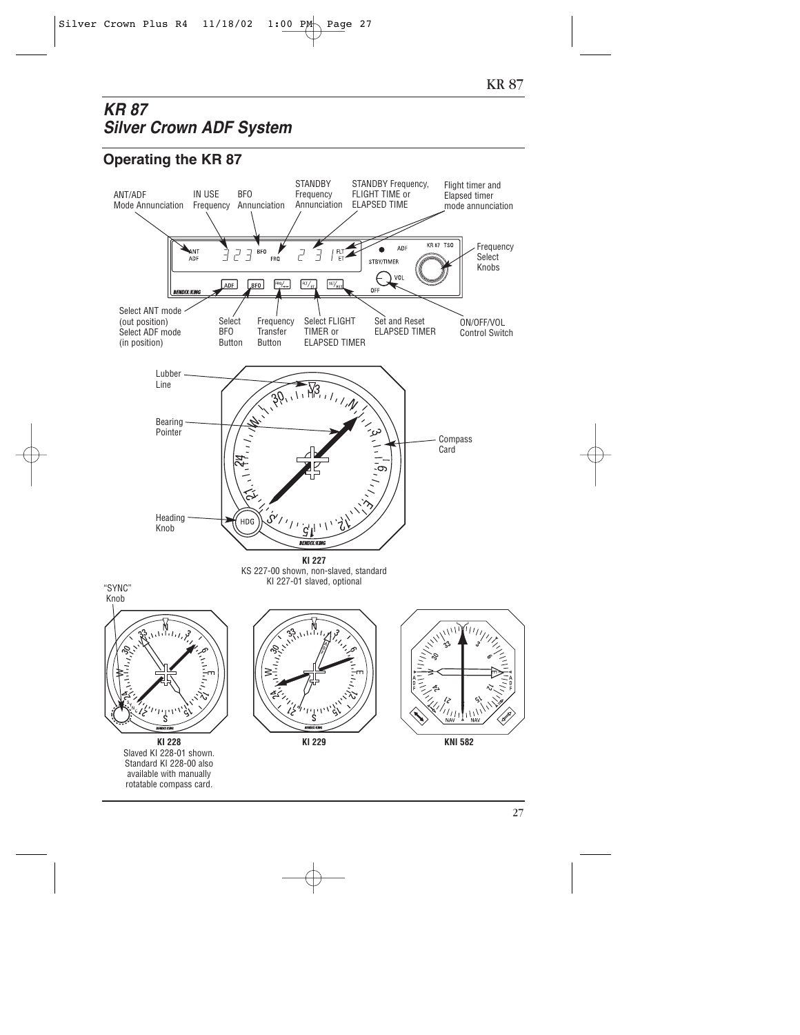# KR 87
# Silver Crown ADF System

## Operating the KR 87

ANT/ADF Mode Annunciation

IN USE Frequency

BFO Annunciation

STANDBY Frequency Annunciation

STANDBY Frequency, FLIGHT TIME or ELAPSED TIME

Flight timer and Elapsed timer mode annunciation

Frequency Select Knobs

Select ANT mode (out position) Select ADF mode (in position)

Select BFO Button

Frequency Transfer Button

Select FLIGHT TIMER or ELAPSED TIMER

Set and Reset ELAPSED TIMER

ON/OFF/VOL Control Switch

Lubber Line

Bearing Pointer

Compass Card

Heading Knob

**KI 227**
KS 227-00 shown, non-slaved, standard
KI 227-01 slaved, optional

"SYNC" Knob

**KI 228**
Slaved KI 228-01 shown. Standard KI 228-00 also available with manually rotatable compass card.

**KI 229**

**KNI 582**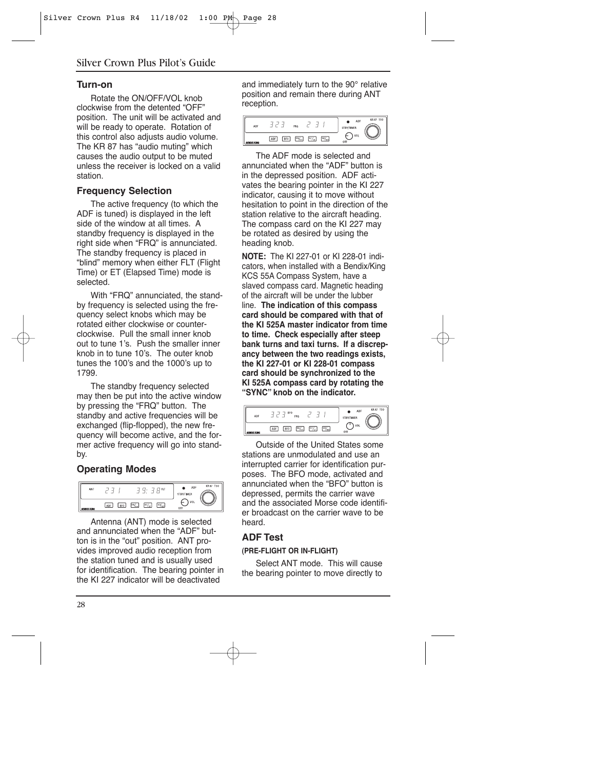## Turn-on

Rotate the ON/OFF/VOL knob clockwise from the detented "OFF" position. The unit will be activated and will be ready to operate. Rotation of this control also adjusts audio volume. The KR 87 has "audio muting" which causes the audio output to be muted unless the receiver is locked on a valid station.

## Frequency Selection

The active frequency (to which the ADF is tuned) is displayed in the left side of the window at all times. A standby frequency is displayed in the right side when "FRQ" is annunciated. The standby frequency is placed in "blind" memory when either FLT (Flight Time) or ET (Elapsed Time) mode is selected.

With "FRQ" annunciated, the standby frequency is selected using the frequency select knobs which may be rotated either clockwise or counter-clockwise. Pull the small inner knob out to tune 1's. Push the smaller inner knob in to tune 10's. The outer knob tunes the 100's and the 1000's up to 1799.

The standby frequency selected may then be put into the active window by pressing the "FRQ" button. The standby and active frequencies will be exchanged (flip-flopped), the new frequency will become active, and the former active frequency will go into standby.

## Operating Modes

Antenna (ANT) mode is selected and annunciated when the "ADF" button is in the "out" position. ANT provides improved audio reception from the station tuned and is usually used for identification. The bearing pointer in the KI 227 indicator will be deactivated and immediately turn to the 90° relative position and remain there during ANT reception.

The ADF mode is selected and annunciated when the "ADF" button is in the depressed position. ADF activates the bearing pointer in the KI 227 indicator, causing it to move without hesitation to point in the direction of the station relative to the aircraft heading. The compass card on the KI 227 may be rotated as desired by using the heading knob.

**NOTE:** The KI 227-01 or KI 228-01 indicators, when installed with a Bendix/King KCS 55A Compass System, have a slaved compass card. Magnetic heading of the aircraft will be under the lubber line. **The indication of this compass card should be compared with that of the KI 525A master indicator from time to time. Check especially after steep bank turns and taxi turns. If a discrepancy between the two readings exists, the KI 227-01 or KI 228-01 compass card should be synchronized to the KI 525A compass card by rotating the "SYNC" knob on the indicator.**

Outside of the United States some stations are unmodulated and use an interrupted carrier for identification purposes. The BFO mode, activated and annunciated when the "BFO" button is depressed, permits the carrier wave and the associated Morse code identifier broadcast on the carrier wave to be heard.

## ADF Test

**(PRE-FLIGHT OR IN-FLIGHT)**

Select ANT mode. This will cause the bearing pointer to move directly to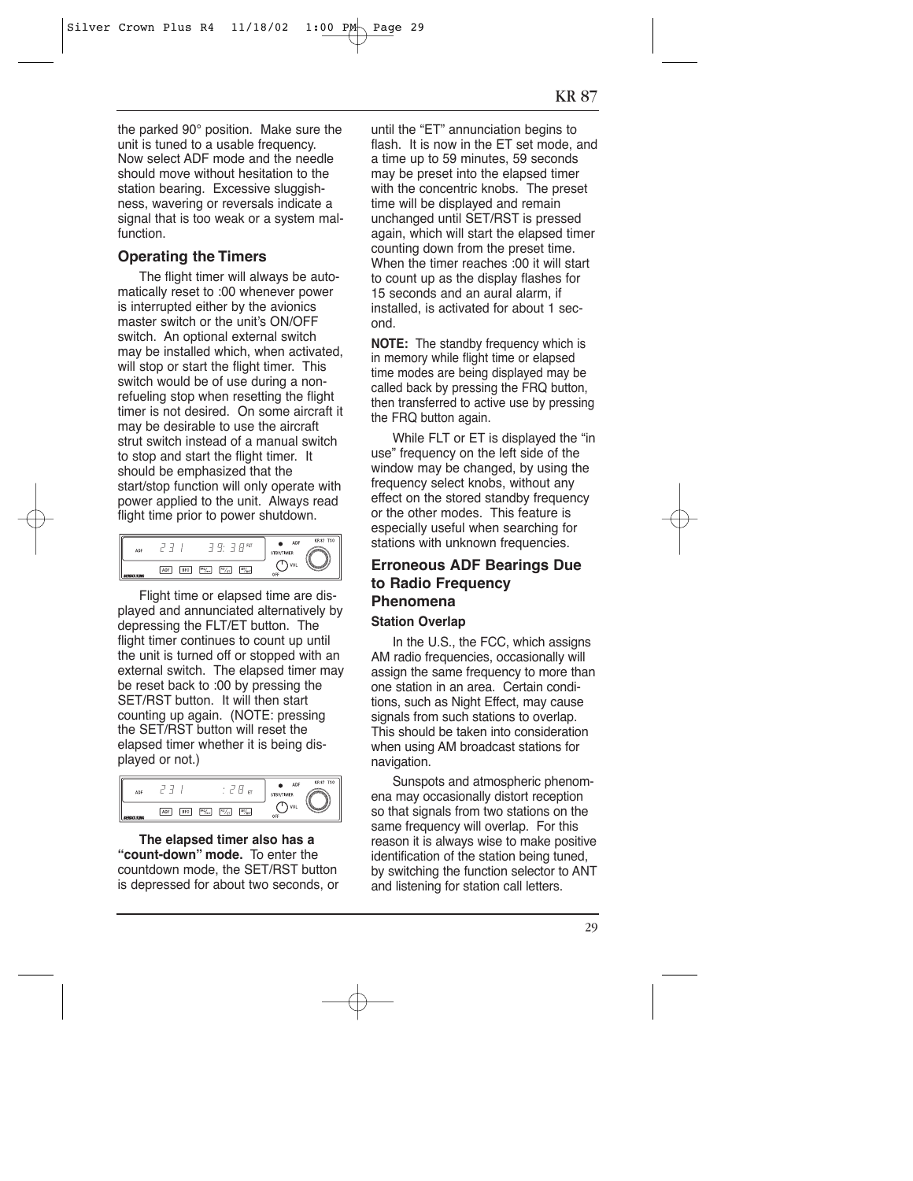the parked 90° position. Make sure the unit is tuned to a usable frequency. Now select ADF mode and the needle should move without hesitation to the station bearing. Excessive sluggishness, wavering or reversals indicate a signal that is too weak or a system malfunction.

## Operating the Timers

The flight timer will always be automatically reset to :00 whenever power is interrupted either by the avionics master switch or the unit's ON/OFF switch. An optional external switch may be installed which, when activated, will stop or start the flight timer. This switch would be of use during a nonrefueling stop when resetting the flight timer is not desired. On some aircraft it may be desirable to use the aircraft strut switch instead of a manual switch to stop and start the flight timer. It should be emphasized that the start/stop function will only operate with power applied to the unit. Always read flight time prior to power shutdown.

Flight time or elapsed time are displayed and annunciated alternatively by depressing the FLT/ET button. The flight timer continues to count up until the unit is turned off or stopped with an external switch. The elapsed timer may be reset back to :00 by pressing the SET/RST button. It will then start counting up again. (NOTE: pressing the SET/RST button will reset the elapsed timer whether it is being displayed or not.)

**The elapsed timer also has a "count-down" mode.** To enter the countdown mode, the SET/RST button is depressed for about two seconds, or until the "ET" annunciation begins to flash. It is now in the ET set mode, and a time up to 59 minutes, 59 seconds may be preset into the elapsed timer with the concentric knobs. The preset time will be displayed and remain unchanged until SET/RST is pressed again, which will start the elapsed timer counting down from the preset time. When the timer reaches :00 it will start to count up as the display flashes for 15 seconds and an aural alarm, if installed, is activated for about 1 second.

**NOTE:** The standby frequency which is in memory while flight time or elapsed time modes are being displayed may be called back by pressing the FRQ button, then transferred to active use by pressing the FRQ button again.

While FLT or ET is displayed the "in use" frequency on the left side of the window may be changed, by using the frequency select knobs, without any effect on the stored standby frequency or the other modes. This feature is especially useful when searching for stations with unknown frequencies.

## Erroneous ADF Bearings Due to Radio Frequency Phenomena

### Station Overlap

In the U.S., the FCC, which assigns AM radio frequencies, occasionally will assign the same frequency to more than one station in an area. Certain conditions, such as Night Effect, may cause signals from such stations to overlap. This should be taken into consideration when using AM broadcast stations for navigation.

Sunspots and atmospheric phenomena may occasionally distort reception so that signals from two stations on the same frequency will overlap. For this reason it is always wise to make positive identification of the station being tuned, by switching the function selector to ANT and listening for station call letters.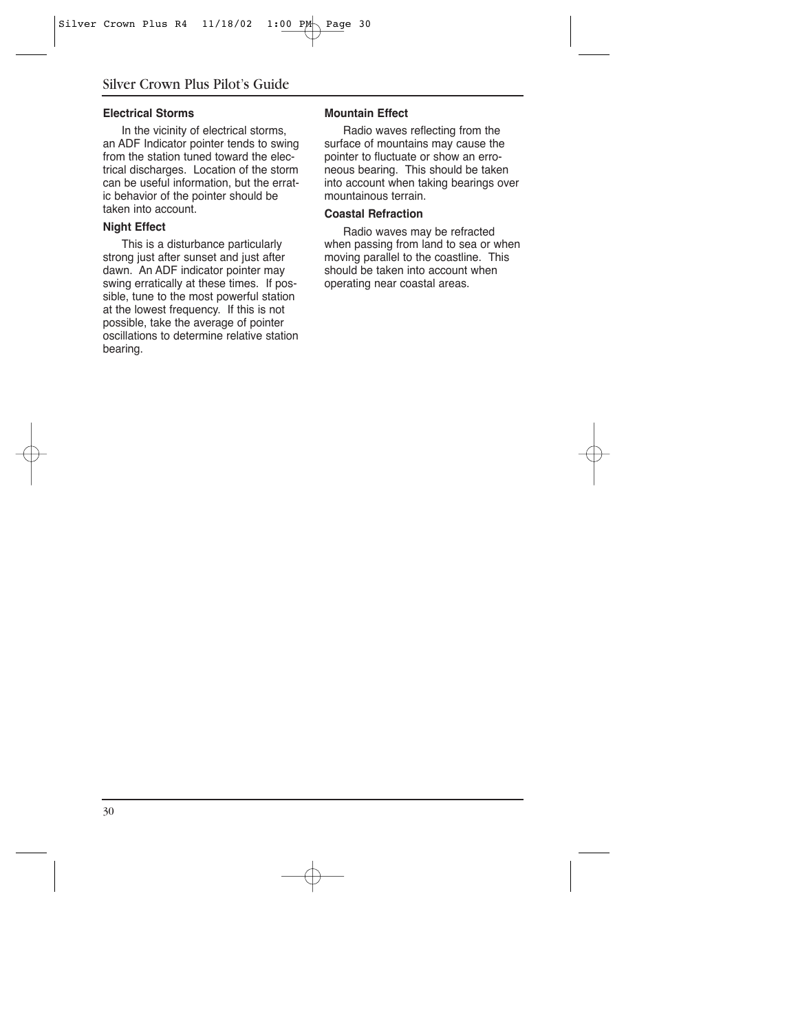### Electrical Storms

In the vicinity of electrical storms, an ADF Indicator pointer tends to swing from the station tuned toward the electrical discharges. Location of the storm can be useful information, but the erratic behavior of the pointer should be taken into account.

### Night Effect

This is a disturbance particularly strong just after sunset and just after dawn. An ADF indicator pointer may swing erratically at these times. If possible, tune to the most powerful station at the lowest frequency. If this is not possible, take the average of pointer oscillations to determine relative station bearing.

### Mountain Effect

Radio waves reflecting from the surface of mountains may cause the pointer to fluctuate or show an erroneous bearing. This should be taken into account when taking bearings over mountainous terrain.

### Coastal Refraction

Radio waves may be refracted when passing from land to sea or when moving parallel to the coastline. This should be taken into account when operating near coastal areas.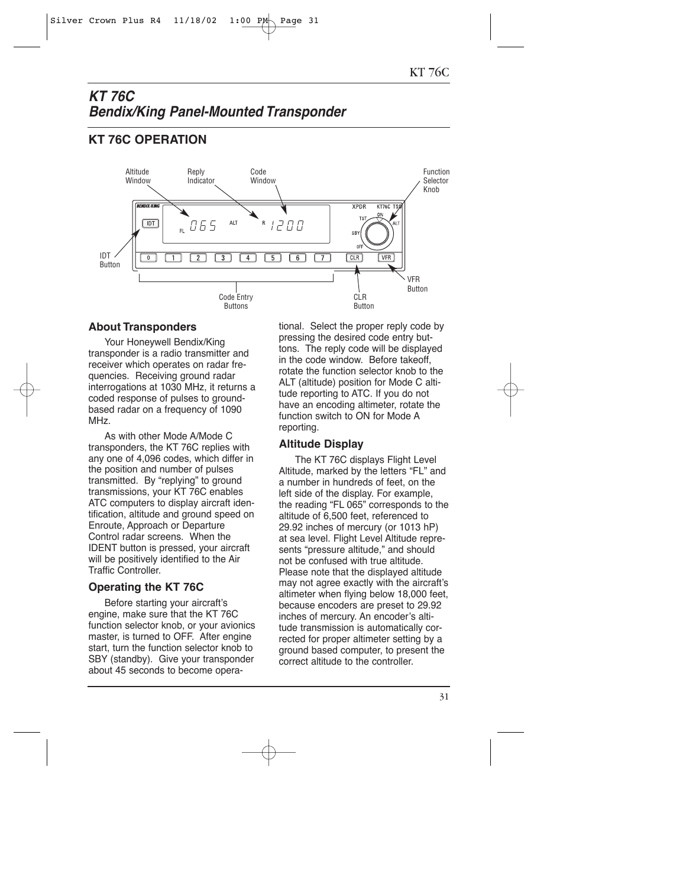# KT 76C
# Bendix/King Panel-Mounted Transponder

## KT 76C OPERATION

### About Transponders

Your Honeywell Bendix/King transponder is a radio transmitter and receiver which operates on radar frequencies. Receiving ground radar interrogations at 1030 MHz, it returns a coded response of pulses to ground-based radar on a frequency of 1090 MHz.

As with other Mode A/Mode C transponders, the KT 76C replies with any one of 4,096 codes, which differ in the position and number of pulses transmitted. By "replying" to ground transmissions, your KT 76C enables ATC computers to display aircraft identification, altitude and ground speed on Enroute, Approach or Departure Control radar screens. When the IDENT button is pressed, your aircraft will be positively identified to the Air Traffic Controller.

### Operating the KT 76C

Before starting your aircraft's engine, make sure that the KT 76C function selector knob, or your avionics master, is turned to OFF. After engine start, turn the function selector knob to SBY (standby). Give your transponder about 45 seconds to become operational. Select the proper reply code by pressing the desired code entry buttons. The reply code will be displayed in the code window. Before takeoff, rotate the function selector knob to the ALT (altitude) position for Mode C altitude reporting to ATC. If you do not have an encoding altimeter, rotate the function switch to ON for Mode A reporting.

### Altitude Display

The KT 76C displays Flight Level Altitude, marked by the letters "FL" and a number in hundreds of feet, on the left side of the display. For example, the reading "FL 065" corresponds to the altitude of 6,500 feet, referenced to 29.92 inches of mercury (or 1013 hP) at sea level. Flight Level Altitude represents "pressure altitude," and should not be confused with true altitude. Please note that the displayed altitude may not agree exactly with the aircraft's altimeter when flying below 18,000 feet, because encoders are preset to 29.92 inches of mercury. An encoder's altitude transmission is automatically corrected for proper altimeter setting by a ground based computer, to present the correct altitude to the controller.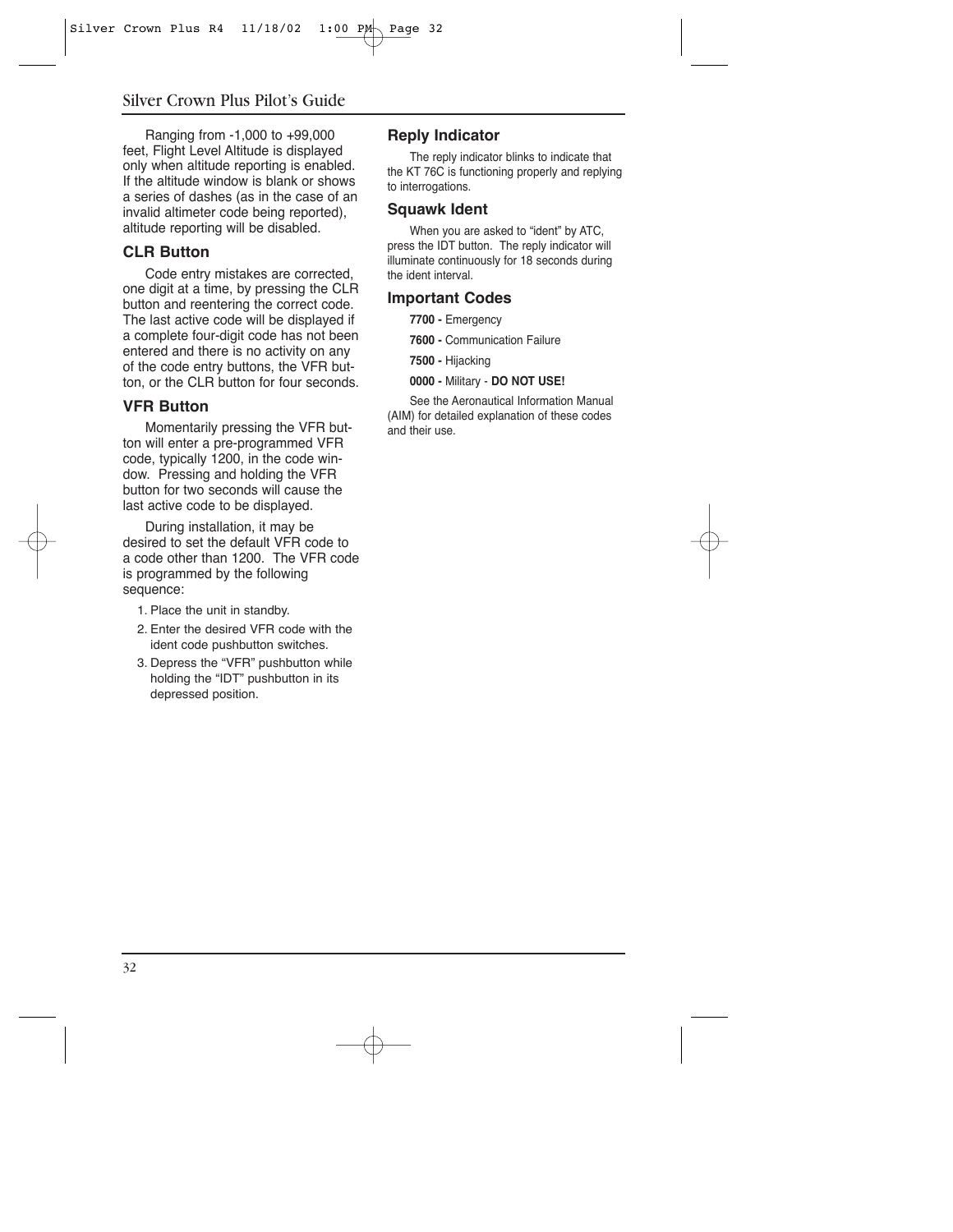Ranging from -1,000 to +99,000 feet, Flight Level Altitude is displayed only when altitude reporting is enabled. If the altitude window is blank or shows a series of dashes (as in the case of an invalid altimeter code being reported), altitude reporting will be disabled.

### CLR Button

Code entry mistakes are corrected, one digit at a time, by pressing the CLR button and reentering the correct code. The last active code will be displayed if a complete four-digit code has not been entered and there is no activity on any of the code entry buttons, the VFR button, or the CLR button for four seconds.

### VFR Button

Momentarily pressing the VFR button will enter a pre-programmed VFR code, typically 1200, in the code window. Pressing and holding the VFR button for two seconds will cause the last active code to be displayed.

During installation, it may be desired to set the default VFR code to a code other than 1200. The VFR code is programmed by the following sequence:

1. Place the unit in standby.
2. Enter the desired VFR code with the ident code pushbutton switches.
3. Depress the "VFR" pushbutton while holding the "IDT" pushbutton in its depressed position.

### Reply Indicator

The reply indicator blinks to indicate that the KT 76C is functioning properly and replying to interrogations.

### Squawk Ident

When you are asked to "ident" by ATC, press the IDT button. The reply indicator will illuminate continuously for 18 seconds during the ident interval.

### Important Codes

**7700 -** Emergency

**7600 -** Communication Failure

**7500 -** Hijacking

**0000 -** Military - **DO NOT USE!**

See the Aeronautical Information Manual (AIM) for detailed explanation of these codes and their use.